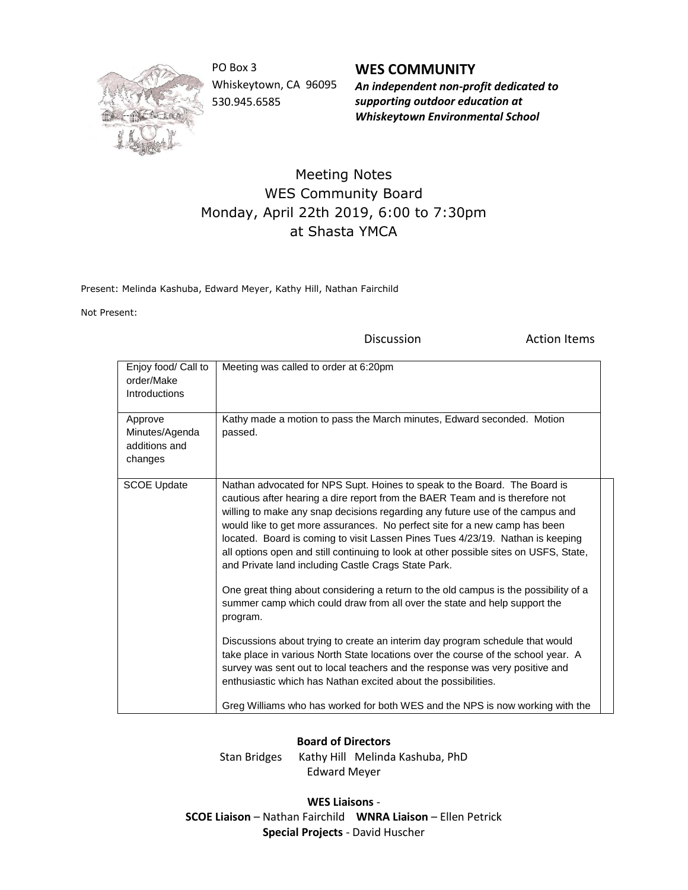PO Box 3
Whiskeytown, CA 96095
530.945.6585

**WES COMMUNITY**
***An independent non-profit dedicated to supporting outdoor education at Whiskeytown Environmental School***

# Meeting Notes
## WES Community Board
## Monday, April 22th 2019, 6:00 to 7:30pm
## at Shasta YMCA

Present: Melinda Kashuba, Edward Meyer, Kathy Hill, Nathan Fairchild

Not Present:

| | Discussion | Action Items |
|---|---|---|
| Enjoy food/ Call to order/Make Introductions | Meeting was called to order at 6:20pm | |
| Approve Minutes/Agenda additions and changes | Kathy made a motion to pass the March minutes, Edward seconded. Motion passed. | |
| SCOE Update | Nathan advocated for NPS Supt. Hoines to speak to the Board. The Board is cautious after hearing a dire report from the BAER Team and is therefore not willing to make any snap decisions regarding any future use of the campus and would like to get more assurances. No perfect site for a new camp has been located. Board is coming to visit Lassen Pines Tues 4/23/19. Nathan is keeping all options open and still continuing to look at other possible sites on USFS, State, and Private land including Castle Crags State Park.<br><br>One great thing about considering a return to the old campus is the possibility of a summer camp which could draw from all over the state and help support the program.<br><br>Discussions about trying to create an interim day program schedule that would take place in various North State locations over the course of the school year. A survey was sent out to local teachers and the response was very positive and enthusiastic which has Nathan excited about the possibilities.<br><br>Greg Williams who has worked for both WES and the NPS is now working with the | |

**Board of Directors**
Stan Bridges Kathy Hill Melinda Kashuba, PhD
Edward Meyer

**WES Liaisons** -
**SCOE Liaison** – Nathan Fairchild **WNRA Liaison** – Ellen Petrick
**Special Projects** - David Huscher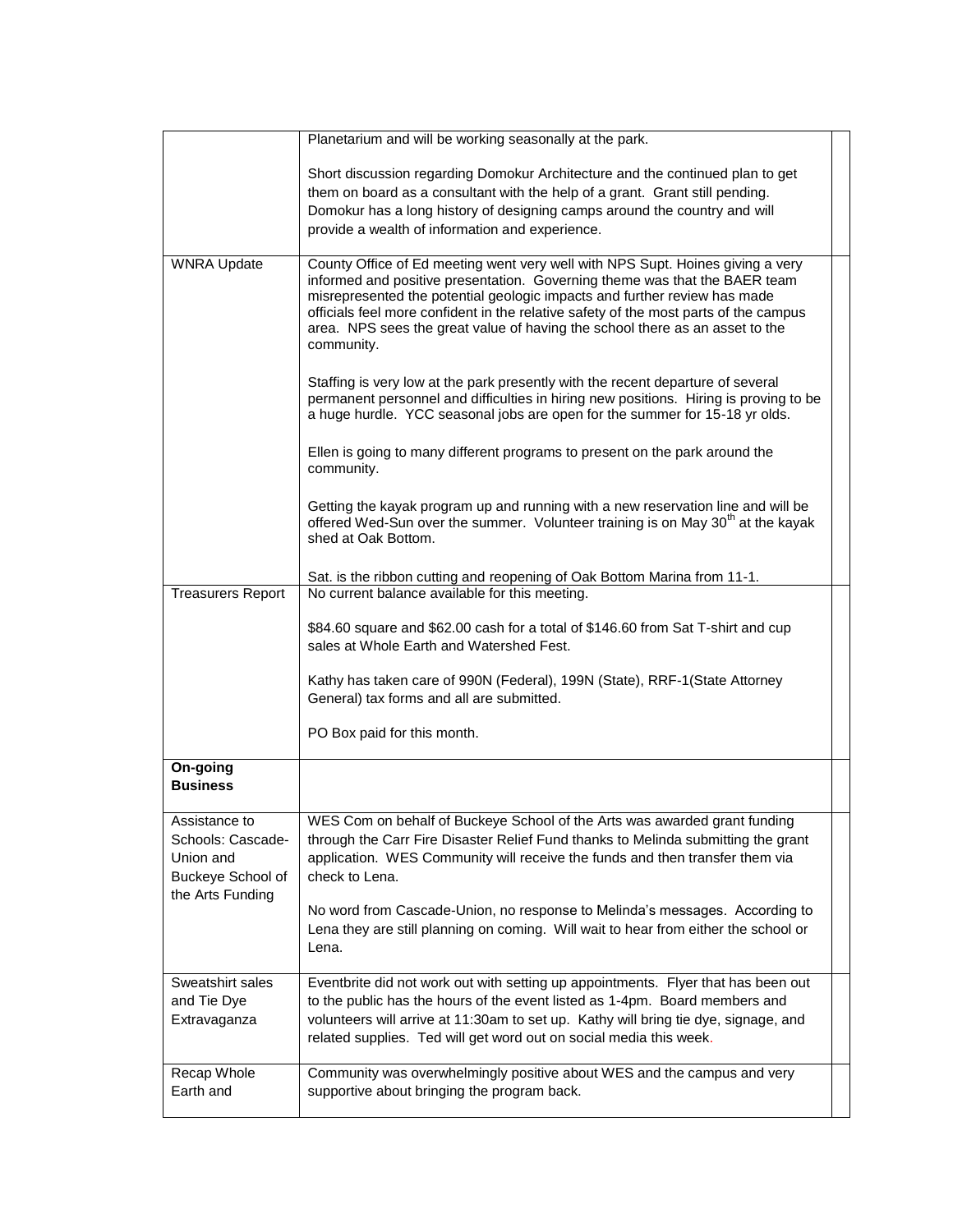| | | |
|---|---|---|
| | Planetarium and will be working seasonally at the park.<br><br>Short discussion regarding Domokur Architecture and the continued plan to get them on board as a consultant with the help of a grant. Grant still pending. Domokur has a long history of designing camps around the country and will provide a wealth of information and experience. | |
| WNRA Update | County Office of Ed meeting went very well with NPS Supt. Hoines giving a very informed and positive presentation. Governing theme was that the BAER team misrepresented the potential geologic impacts and further review has made officials feel more confident in the relative safety of the most parts of the campus area. NPS sees the great value of having the school there as an asset to the community.<br><br>Staffing is very low at the park presently with the recent departure of several permanent personnel and difficulties in hiring new positions. Hiring is proving to be a huge hurdle. YCC seasonal jobs are open for the summer for 15-18 yr olds.<br><br>Ellen is going to many different programs to present on the park around the community.<br><br>Getting the kayak program up and running with a new reservation line and will be offered Wed-Sun over the summer. Volunteer training is on May 30th at the kayak shed at Oak Bottom.<br><br>Sat. is the ribbon cutting and reopening of Oak Bottom Marina from 11-1. | |
| Treasurers Report | No current balance available for this meeting.<br><br>$84.60 square and $62.00 cash for a total of $146.60 from Sat T-shirt and cup sales at Whole Earth and Watershed Fest.<br><br>Kathy has taken care of 990N (Federal), 199N (State), RRF-1(State Attorney General) tax forms and all are submitted.<br><br>PO Box paid for this month. | |
| **On-going Business** | | |
| Assistance to Schools: Cascade-Union and Buckeye School of the Arts Funding | WES Com on behalf of Buckeye School of the Arts was awarded grant funding through the Carr Fire Disaster Relief Fund thanks to Melinda submitting the grant application. WES Community will receive the funds and then transfer them via check to Lena.<br><br>No word from Cascade-Union, no response to Melinda's messages. According to Lena they are still planning on coming. Will wait to hear from either the school or Lena. | |
| Sweatshirt sales and Tie Dye Extravaganza | Eventbrite did not work out with setting up appointments. Flyer that has been out to the public has the hours of the event listed as 1-4pm. Board members and volunteers will arrive at 11:30am to set up. Kathy will bring tie dye, signage, and related supplies. Ted will get word out on social media this week. | |
| Recap Whole Earth and | Community was overwhelmingly positive about WES and the campus and very supportive about bringing the program back. | |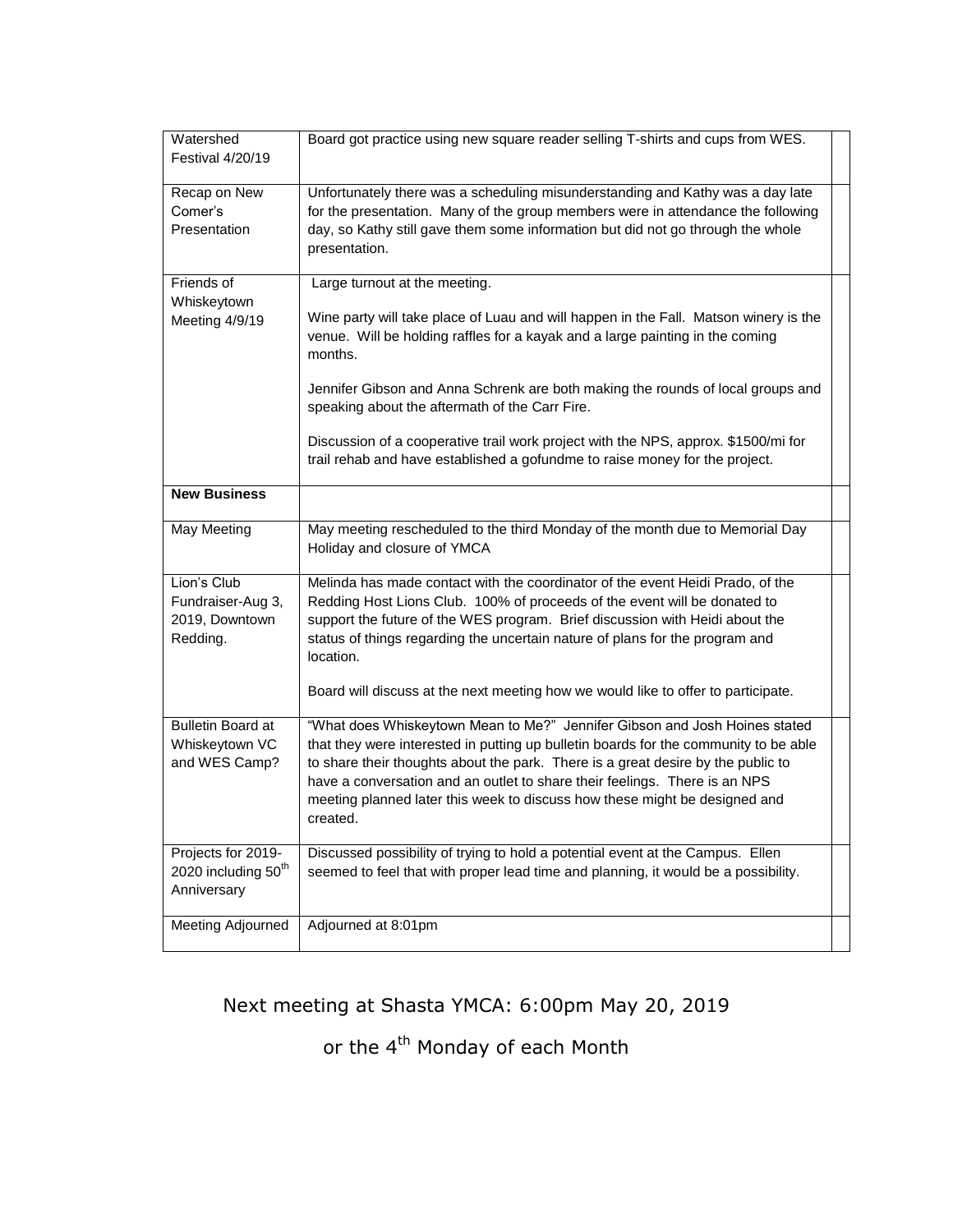| | | |
|---|---|---|
| Watershed Festival 4/20/19 | Board got practice using new square reader selling T-shirts and cups from WES. | |
| Recap on New Comer's Presentation | Unfortunately there was a scheduling misunderstanding and Kathy was a day late for the presentation. Many of the group members were in attendance the following day, so Kathy still gave them some information but did not go through the whole presentation. | |
| Friends of Whiskeytown Meeting 4/9/19 | Large turnout at the meeting.<br><br>Wine party will take place of Luau and will happen in the Fall. Matson winery is the venue. Will be holding raffles for a kayak and a large painting in the coming months.<br><br>Jennifer Gibson and Anna Schrenk are both making the rounds of local groups and speaking about the aftermath of the Carr Fire.<br><br>Discussion of a cooperative trail work project with the NPS, approx. $1500/mi for trail rehab and have established a gofundme to raise money for the project. | |
| **New Business** | | |
| May Meeting | May meeting rescheduled to the third Monday of the month due to Memorial Day Holiday and closure of YMCA | |
| Lion's Club Fundraiser-Aug 3, 2019, Downtown Redding. | Melinda has made contact with the coordinator of the event Heidi Prado, of the Redding Host Lions Club. 100% of proceeds of the event will be donated to support the future of the WES program. Brief discussion with Heidi about the status of things regarding the uncertain nature of plans for the program and location.<br><br>Board will discuss at the next meeting how we would like to offer to participate. | |
| Bulletin Board at Whiskeytown VC and WES Camp? | "What does Whiskeytown Mean to Me?" Jennifer Gibson and Josh Hoines stated that they were interested in putting up bulletin boards for the community to be able to share their thoughts about the park. There is a great desire by the public to have a conversation and an outlet to share their feelings. There is an NPS meeting planned later this week to discuss how these might be designed and created. | |
| Projects for 2019-2020 including 50th Anniversary | Discussed possibility of trying to hold a potential event at the Campus. Ellen seemed to feel that with proper lead time and planning, it would be a possibility. | |
| Meeting Adjourned | Adjourned at 8:01pm | |

Next meeting at Shasta YMCA: 6:00pm May 20, 2019

or the 4th Monday of each Month